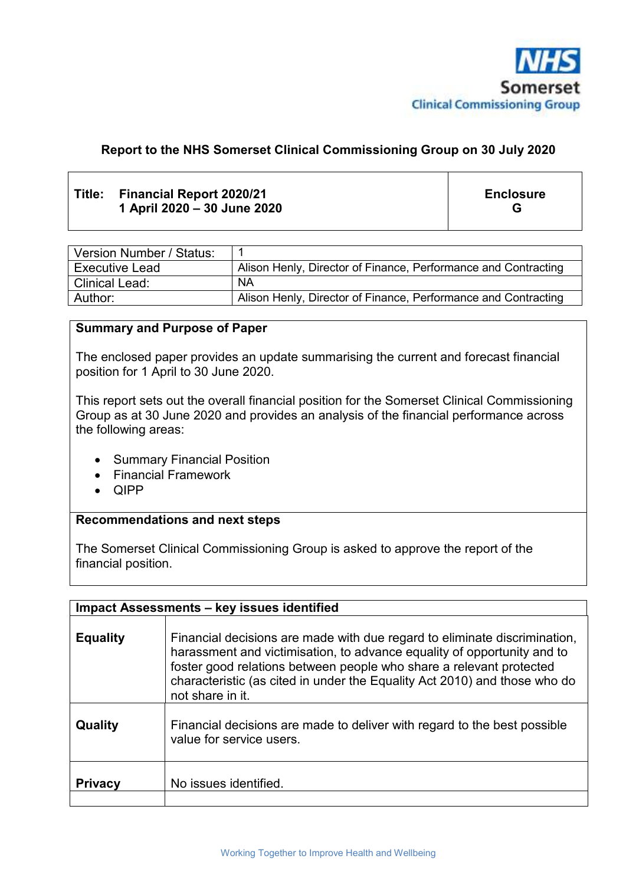NHS Somerset Clinical Commissioning Group

**Report to the NHS Somerset Clinical Commissioning Group on 30 July 2020**

| **Title:** **Financial Report 2020/21 1 April 2020 – 30 June 2020** | **Enclosure G** |
|---|---|

| Version Number / Status: | 1 |
|---|---|
| Executive Lead | Alison Henly, Director of Finance, Performance and Contracting |
| Clinical Lead: | NA |
| Author: | Alison Henly, Director of Finance, Performance and Contracting |

**Summary and Purpose of Paper**

The enclosed paper provides an update summarising the current and forecast financial position for 1 April to 30 June 2020.

This report sets out the overall financial position for the Somerset Clinical Commissioning Group as at 30 June 2020 and provides an analysis of the financial performance across the following areas:

- Summary Financial Position
- Financial Framework
- QIPP

**Recommendations and next steps**

The Somerset Clinical Commissioning Group is asked to approve the report of the financial position.

| **Impact Assessments – key issues identified** | |
|---|---|
| **Equality** | Financial decisions are made with due regard to eliminate discrimination, harassment and victimisation, to advance equality of opportunity and to foster good relations between people who share a relevant protected characteristic (as cited in under the Equality Act 2010) and those who do not share in it. |
| **Quality** | Financial decisions are made to deliver with regard to the best possible value for service users. |
| **Privacy** | No issues identified. |
| | |

Working Together to Improve Health and Wellbeing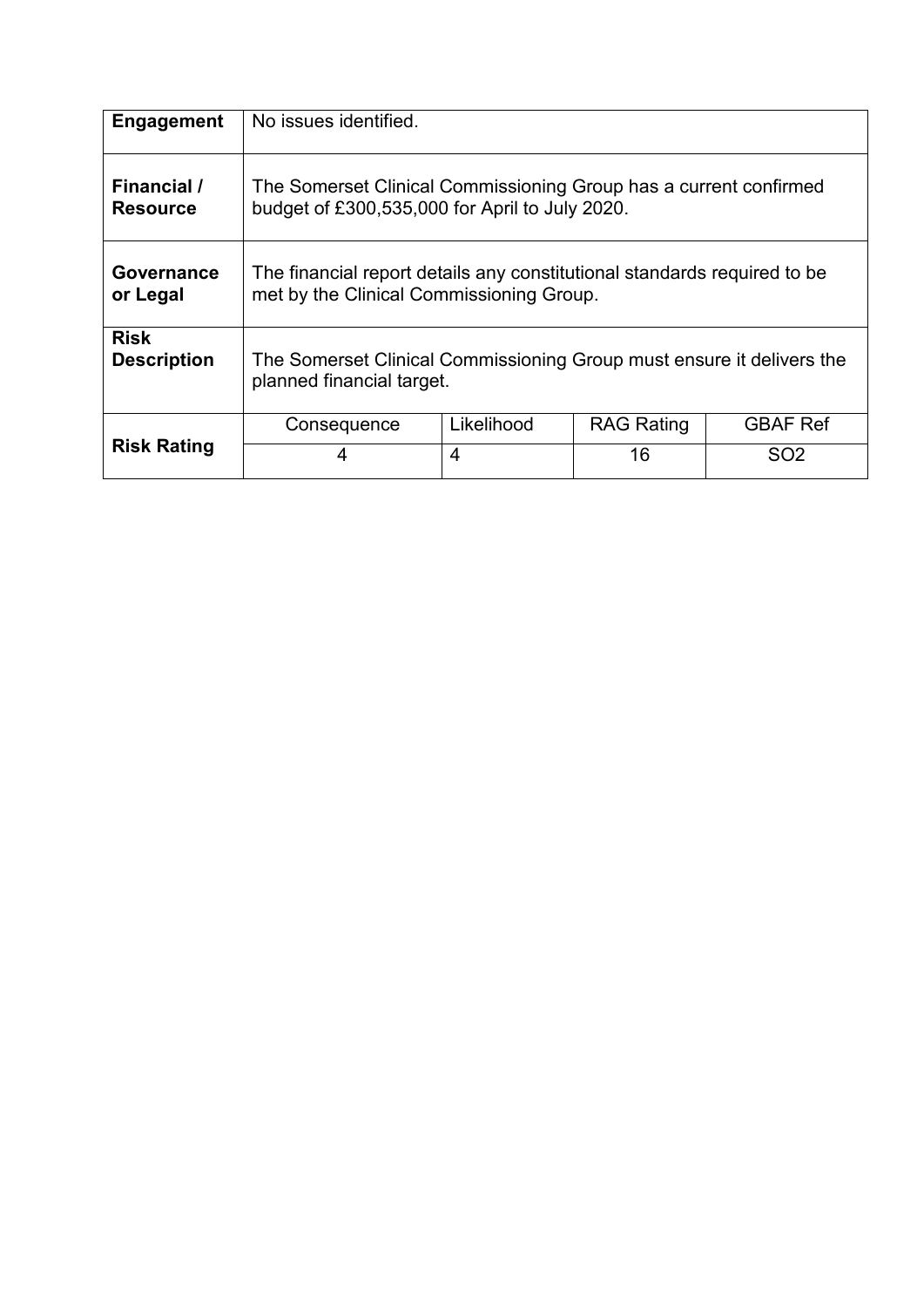| **Engagement** | No issues identified. | | | |
|---|---|---|---|---|
| **Financial / Resource** | The Somerset Clinical Commissioning Group has a current confirmed budget of £300,535,000 for April to July 2020. | | | |
| **Governance or Legal** | The financial report details any constitutional standards required to be met by the Clinical Commissioning Group. | | | |
| **Risk Description** | The Somerset Clinical Commissioning Group must ensure it delivers the planned financial target. | | | |
| **Risk Rating** | Consequence | Likelihood | RAG Rating | GBAF Ref |
| | 4 | 4 | 16 | SO2 |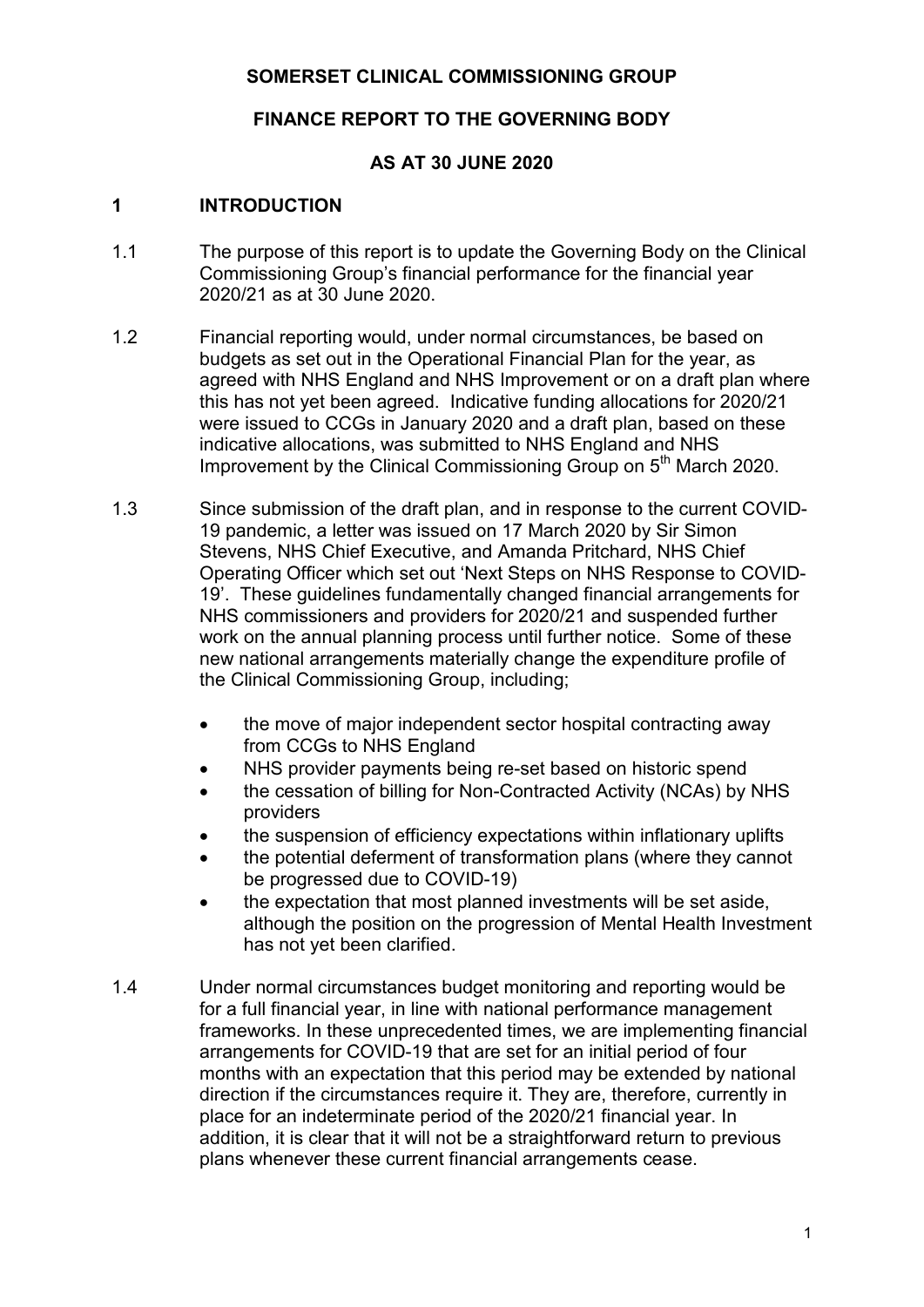**SOMERSET CLINICAL COMMISSIONING GROUP**

**FINANCE REPORT TO THE GOVERNING BODY**

**AS AT 30 JUNE 2020**

## 1 INTRODUCTION

1.1 The purpose of this report is to update the Governing Body on the Clinical Commissioning Group's financial performance for the financial year 2020/21 as at 30 June 2020.

1.2 Financial reporting would, under normal circumstances, be based on budgets as set out in the Operational Financial Plan for the year, as agreed with NHS England and NHS Improvement or on a draft plan where this has not yet been agreed. Indicative funding allocations for 2020/21 were issued to CCGs in January 2020 and a draft plan, based on these indicative allocations, was submitted to NHS England and NHS Improvement by the Clinical Commissioning Group on 5th March 2020.

1.3 Since submission of the draft plan, and in response to the current COVID-19 pandemic, a letter was issued on 17 March 2020 by Sir Simon Stevens, NHS Chief Executive, and Amanda Pritchard, NHS Chief Operating Officer which set out 'Next Steps on NHS Response to COVID-19'. These guidelines fundamentally changed financial arrangements for NHS commissioners and providers for 2020/21 and suspended further work on the annual planning process until further notice. Some of these new national arrangements materially change the expenditure profile of the Clinical Commissioning Group, including;

- the move of major independent sector hospital contracting away from CCGs to NHS England
- NHS provider payments being re-set based on historic spend
- the cessation of billing for Non-Contracted Activity (NCAs) by NHS providers
- the suspension of efficiency expectations within inflationary uplifts
- the potential deferment of transformation plans (where they cannot be progressed due to COVID-19)
- the expectation that most planned investments will be set aside, although the position on the progression of Mental Health Investment has not yet been clarified.

1.4 Under normal circumstances budget monitoring and reporting would be for a full financial year, in line with national performance management frameworks. In these unprecedented times, we are implementing financial arrangements for COVID-19 that are set for an initial period of four months with an expectation that this period may be extended by national direction if the circumstances require it. They are, therefore, currently in place for an indeterminate period of the 2020/21 financial year. In addition, it is clear that it will not be a straightforward return to previous plans whenever these current financial arrangements cease.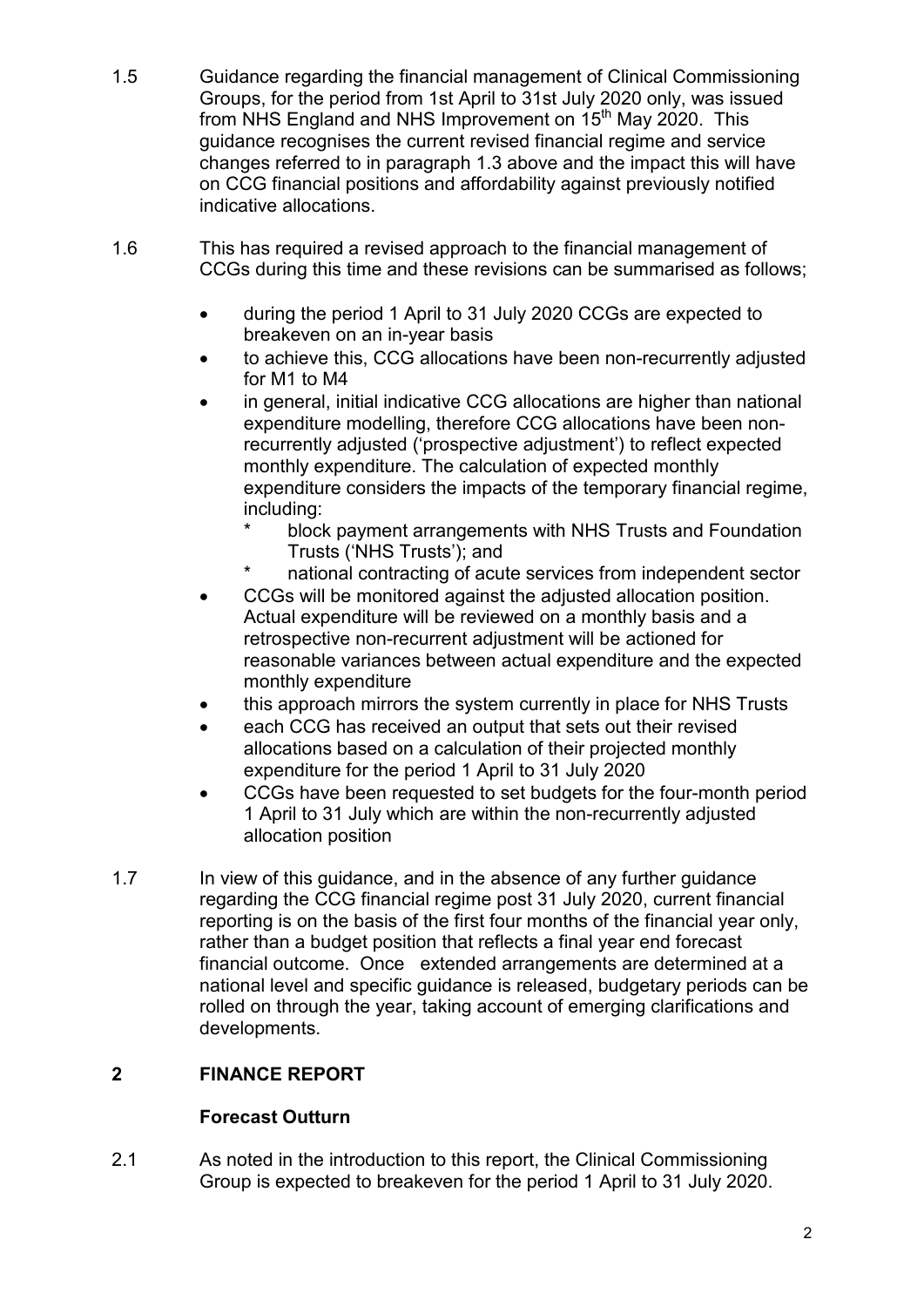1.5 Guidance regarding the financial management of Clinical Commissioning Groups, for the period from 1st April to 31st July 2020 only, was issued from NHS England and NHS Improvement on 15th May 2020. This guidance recognises the current revised financial regime and service changes referred to in paragraph 1.3 above and the impact this will have on CCG financial positions and affordability against previously notified indicative allocations.

1.6 This has required a revised approach to the financial management of CCGs during this time and these revisions can be summarised as follows;

- during the period 1 April to 31 July 2020 CCGs are expected to breakeven on an in-year basis
- to achieve this, CCG allocations have been non-recurrently adjusted for M1 to M4
- in general, initial indicative CCG allocations are higher than national expenditure modelling, therefore CCG allocations have been non-recurrently adjusted ('prospective adjustment') to reflect expected monthly expenditure. The calculation of expected monthly expenditure considers the impacts of the temporary financial regime, including:
  - block payment arrangements with NHS Trusts and Foundation Trusts ('NHS Trusts'); and
  - national contracting of acute services from independent sector
- CCGs will be monitored against the adjusted allocation position. Actual expenditure will be reviewed on a monthly basis and a retrospective non-recurrent adjustment will be actioned for reasonable variances between actual expenditure and the expected monthly expenditure
- this approach mirrors the system currently in place for NHS Trusts
- each CCG has received an output that sets out their revised allocations based on a calculation of their projected monthly expenditure for the period 1 April to 31 July 2020
- CCGs have been requested to set budgets for the four-month period 1 April to 31 July which are within the non-recurrently adjusted allocation position

1.7 In view of this guidance, and in the absence of any further guidance regarding the CCG financial regime post 31 July 2020, current financial reporting is on the basis of the first four months of the financial year only, rather than a budget position that reflects a final year end forecast financial outcome. Once extended arrangements are determined at a national level and specific guidance is released, budgetary periods can be rolled on through the year, taking account of emerging clarifications and developments.

## 2 FINANCE REPORT

### Forecast Outturn

2.1 As noted in the introduction to this report, the Clinical Commissioning Group is expected to breakeven for the period 1 April to 31 July 2020.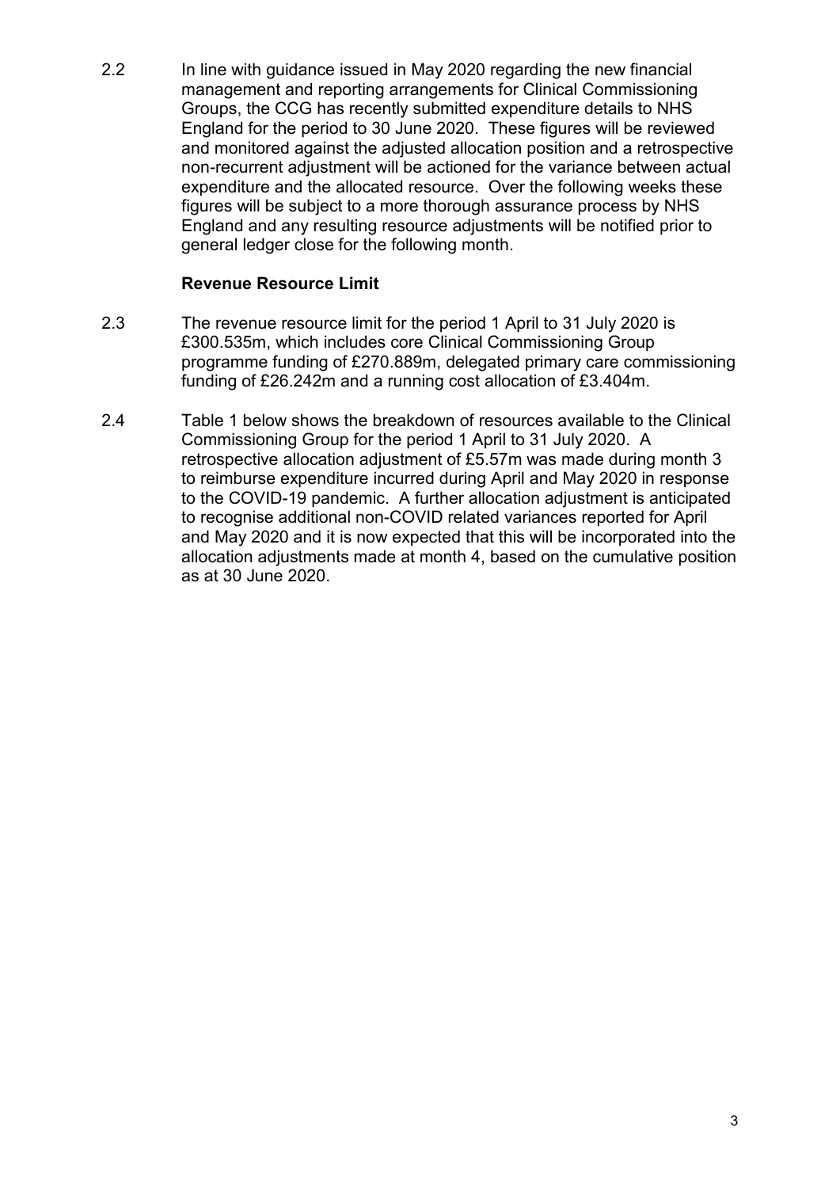2.2 In line with guidance issued in May 2020 regarding the new financial management and reporting arrangements for Clinical Commissioning Groups, the CCG has recently submitted expenditure details to NHS England for the period to 30 June 2020. These figures will be reviewed and monitored against the adjusted allocation position and a retrospective non-recurrent adjustment will be actioned for the variance between actual expenditure and the allocated resource. Over the following weeks these figures will be subject to a more thorough assurance process by NHS England and any resulting resource adjustments will be notified prior to general ledger close for the following month.

**Revenue Resource Limit**

2.3 The revenue resource limit for the period 1 April to 31 July 2020 is £300.535m, which includes core Clinical Commissioning Group programme funding of £270.889m, delegated primary care commissioning funding of £26.242m and a running cost allocation of £3.404m.

2.4 Table 1 below shows the breakdown of resources available to the Clinical Commissioning Group for the period 1 April to 31 July 2020. A retrospective allocation adjustment of £5.57m was made during month 3 to reimburse expenditure incurred during April and May 2020 in response to the COVID-19 pandemic. A further allocation adjustment is anticipated to recognise additional non-COVID related variances reported for April and May 2020 and it is now expected that this will be incorporated into the allocation adjustments made at month 4, based on the cumulative position as at 30 June 2020.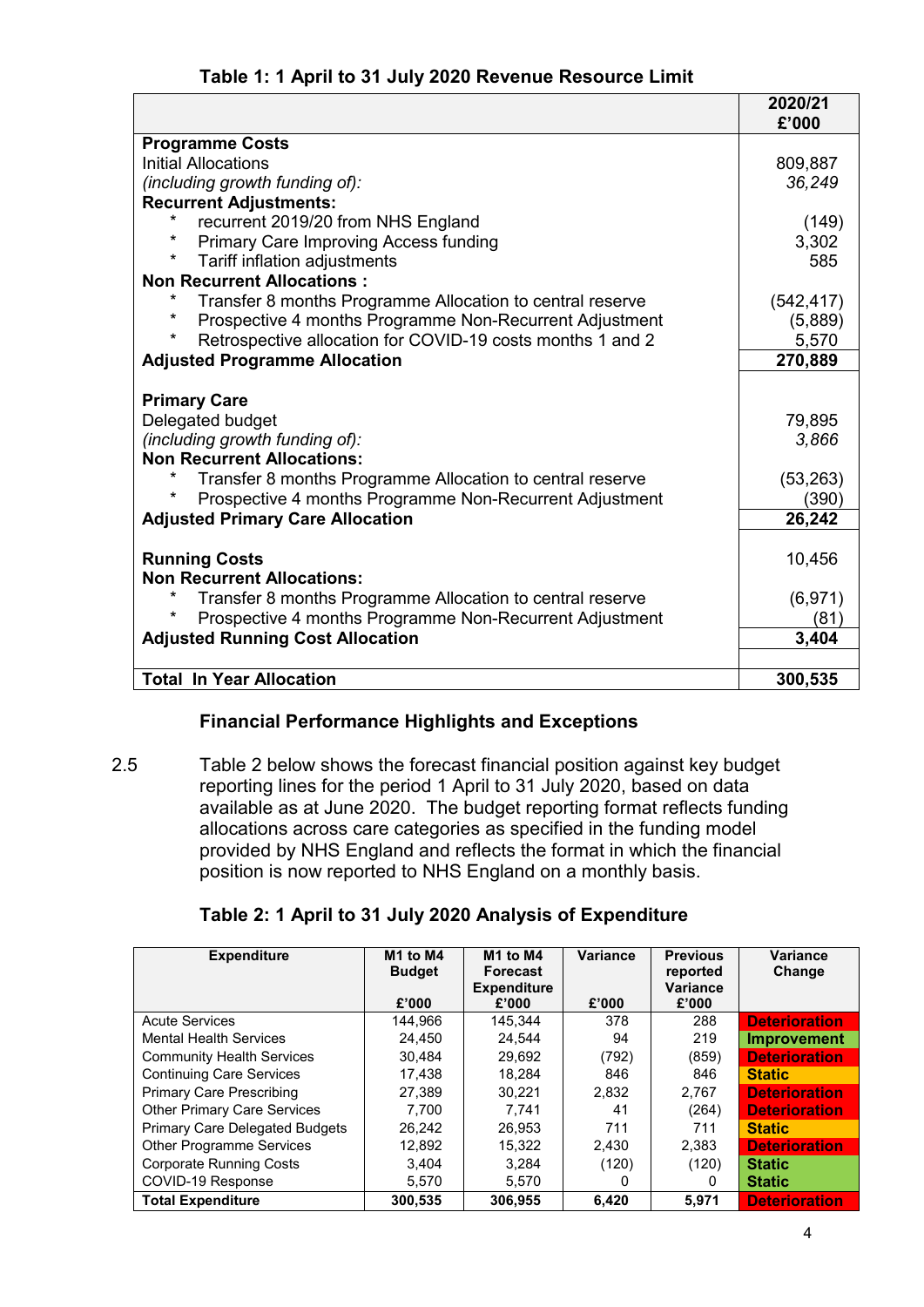**Table 1: 1 April to 31 July 2020 Revenue Resource Limit**

| | 2020/21 £'000 |
|---|---|
| **Programme Costs** | |
| Initial Allocations | 809,887 |
| *(including growth funding of):* | *36,249* |
| **Recurrent Adjustments:** | |
| * recurrent 2019/20 from NHS England | (149) |
| * Primary Care Improving Access funding | 3,302 |
| * Tariff inflation adjustments | 585 |
| **Non Recurrent Allocations :** | |
| * Transfer 8 months Programme Allocation to central reserve | (542,417) |
| * Prospective 4 months Programme Non-Recurrent Adjustment | (5,889) |
| * Retrospective allocation for COVID-19 costs months 1 and 2 | 5,570 |
| **Adjusted Programme Allocation** | **270,889** |
| | |
| **Primary Care** | |
| Delegated budget | 79,895 |
| *(including growth funding of):* | *3,866* |
| **Non Recurrent Allocations:** | |
| * Transfer 8 months Programme Allocation to central reserve | (53,263) |
| * Prospective 4 months Programme Non-Recurrent Adjustment | (390) |
| **Adjusted Primary Care Allocation** | **26,242** |
| | |
| **Running Costs** | 10,456 |
| **Non Recurrent Allocations:** | |
| * Transfer 8 months Programme Allocation to central reserve | (6,971) |
| * Prospective 4 months Programme Non-Recurrent Adjustment | (81) |
| **Adjusted Running Cost Allocation** | **3,404** |
| | |
| **Total In Year Allocation** | **300,535** |

### Financial Performance Highlights and Exceptions

2.5 Table 2 below shows the forecast financial position against key budget reporting lines for the period 1 April to 31 July 2020, based on data available as at June 2020. The budget reporting format reflects funding allocations across care categories as specified in the funding model provided by NHS England and reflects the format in which the financial position is now reported to NHS England on a monthly basis.

**Table 2: 1 April to 31 July 2020 Analysis of Expenditure**

| Expenditure | M1 to M4 Budget £'000 | M1 to M4 Forecast Expenditure £'000 | Variance £'000 | Previous reported Variance £'000 | Variance Change |
|---|---|---|---|---|---|
| Acute Services | 144,966 | 145,344 | 378 | 288 | Deterioration |
| Mental Health Services | 24,450 | 24,544 | 94 | 219 | Improvement |
| Community Health Services | 30,484 | 29,692 | (792) | (859) | Deterioration |
| Continuing Care Services | 17,438 | 18,284 | 846 | 846 | Static |
| Primary Care Prescribing | 27,389 | 30,221 | 2,832 | 2,767 | Deterioration |
| Other Primary Care Services | 7,700 | 7,741 | 41 | (264) | Deterioration |
| Primary Care Delegated Budgets | 26,242 | 26,953 | 711 | 711 | Static |
| Other Programme Services | 12,892 | 15,322 | 2,430 | 2,383 | Deterioration |
| Corporate Running Costs | 3,404 | 3,284 | (120) | (120) | Static |
| COVID-19 Response | 5,570 | 5,570 | 0 | 0 | Static |
| **Total Expenditure** | **300,535** | **306,955** | **6,420** | **5,971** | **Deterioration** |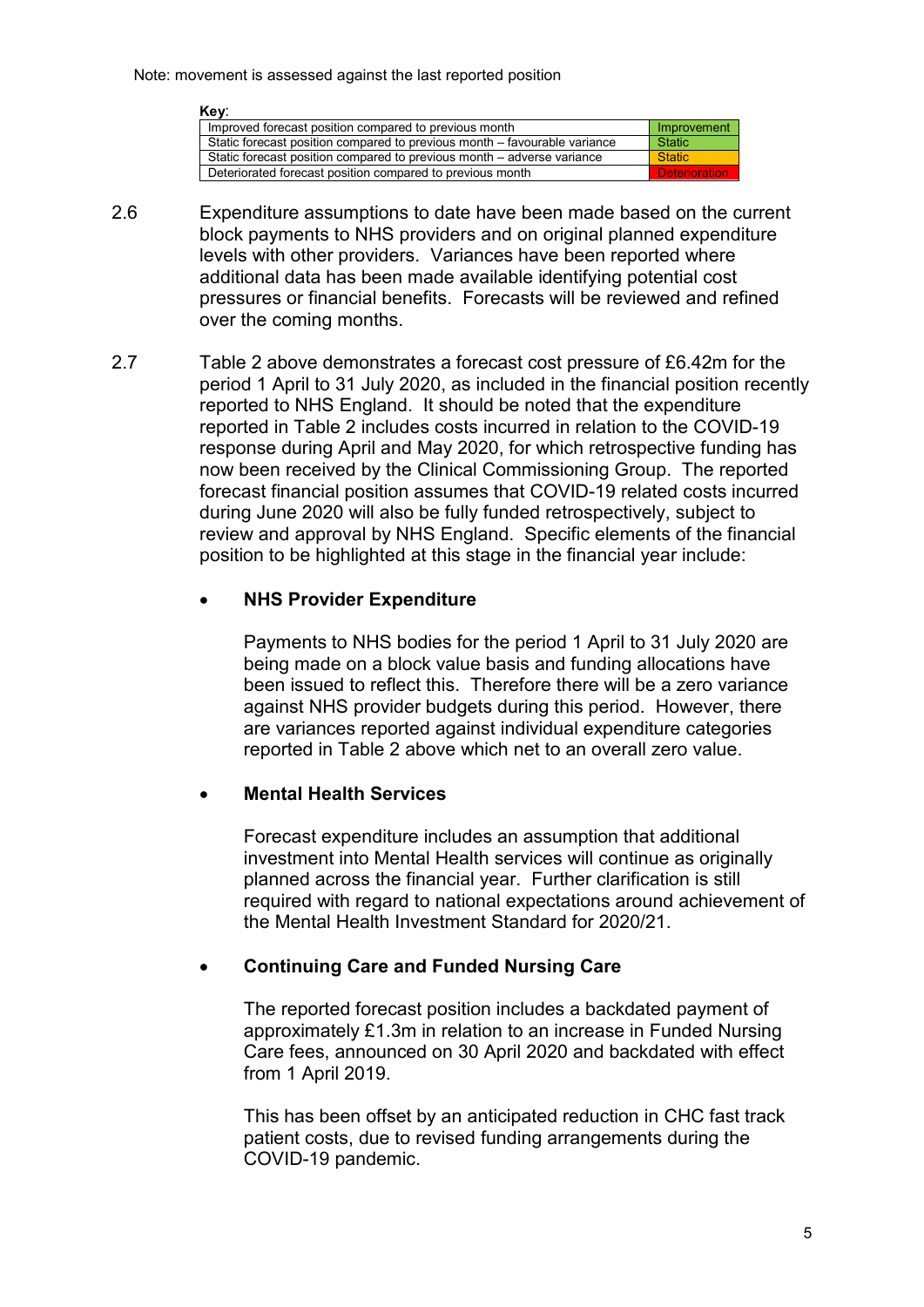Note: movement is assessed against the last reported position

**Key**:

| | |
|---|---|
| Improved forecast position compared to previous month | Improvement |
| Static forecast position compared to previous month – favourable variance | Static |
| Static forecast position compared to previous month – adverse variance | Static |
| Deteriorated forecast position compared to previous month | Deterioration |

2.6 Expenditure assumptions to date have been made based on the current block payments to NHS providers and on original planned expenditure levels with other providers. Variances have been reported where additional data has been made available identifying potential cost pressures or financial benefits. Forecasts will be reviewed and refined over the coming months.

2.7 Table 2 above demonstrates a forecast cost pressure of £6.42m for the period 1 April to 31 July 2020, as included in the financial position recently reported to NHS England. It should be noted that the expenditure reported in Table 2 includes costs incurred in relation to the COVID-19 response during April and May 2020, for which retrospective funding has now been received by the Clinical Commissioning Group. The reported forecast financial position assumes that COVID-19 related costs incurred during June 2020 will also be fully funded retrospectively, subject to review and approval by NHS England. Specific elements of the financial position to be highlighted at this stage in the financial year include:

- **NHS Provider Expenditure**

  Payments to NHS bodies for the period 1 April to 31 July 2020 are being made on a block value basis and funding allocations have been issued to reflect this. Therefore there will be a zero variance against NHS provider budgets during this period. However, there are variances reported against individual expenditure categories reported in Table 2 above which net to an overall zero value.

- **Mental Health Services**

  Forecast expenditure includes an assumption that additional investment into Mental Health services will continue as originally planned across the financial year. Further clarification is still required with regard to national expectations around achievement of the Mental Health Investment Standard for 2020/21.

- **Continuing Care and Funded Nursing Care**

  The reported forecast position includes a backdated payment of approximately £1.3m in relation to an increase in Funded Nursing Care fees, announced on 30 April 2020 and backdated with effect from 1 April 2019.

  This has been offset by an anticipated reduction in CHC fast track patient costs, due to revised funding arrangements during the COVID-19 pandemic.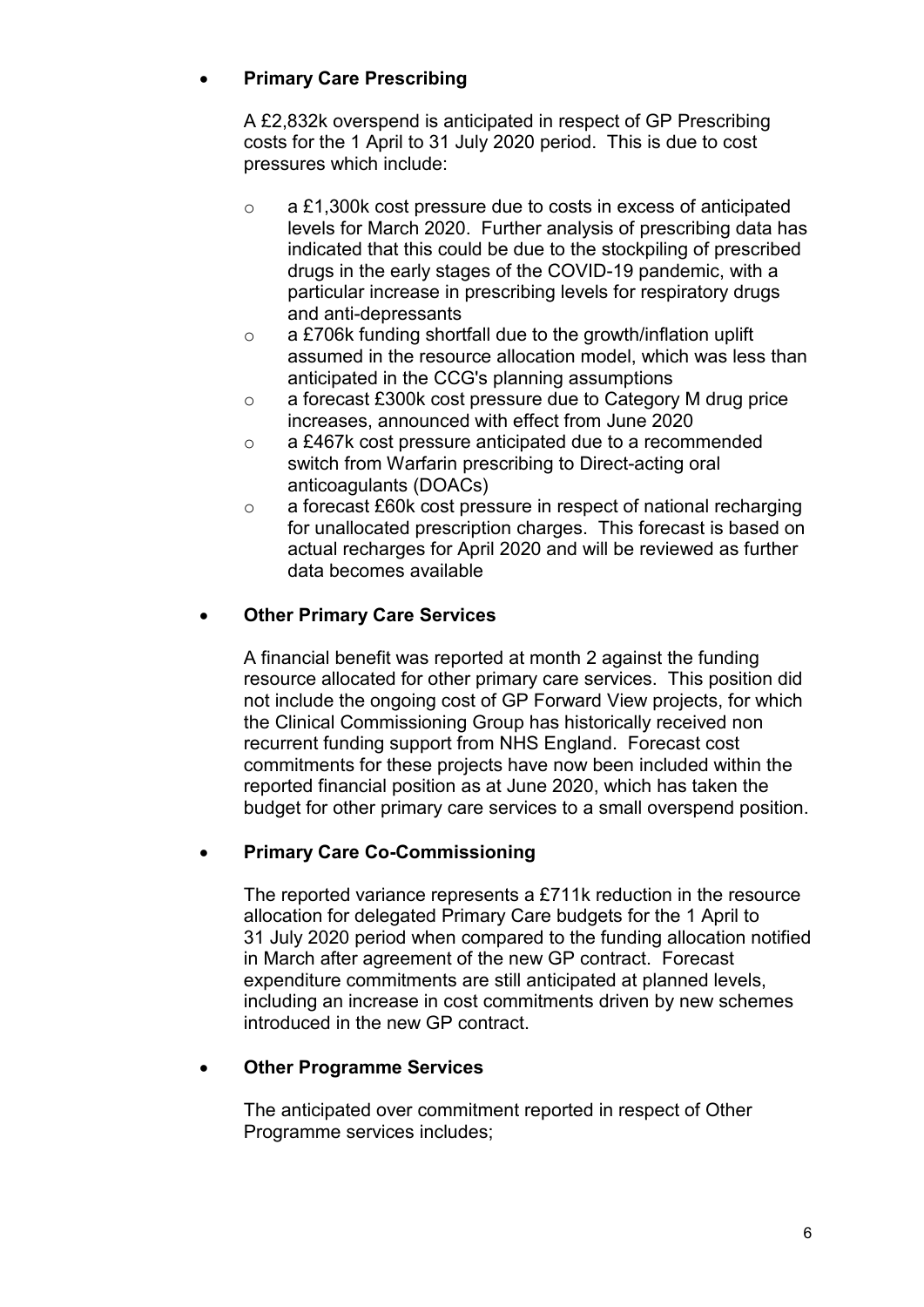- **Primary Care Prescribing**

  A £2,832k overspend is anticipated in respect of GP Prescribing costs for the 1 April to 31 July 2020 period. This is due to cost pressures which include:

  - a £1,300k cost pressure due to costs in excess of anticipated levels for March 2020. Further analysis of prescribing data has indicated that this could be due to the stockpiling of prescribed drugs in the early stages of the COVID-19 pandemic, with a particular increase in prescribing levels for respiratory drugs and anti-depressants
  - a £706k funding shortfall due to the growth/inflation uplift assumed in the resource allocation model, which was less than anticipated in the CCG's planning assumptions
  - a forecast £300k cost pressure due to Category M drug price increases, announced with effect from June 2020
  - a £467k cost pressure anticipated due to a recommended switch from Warfarin prescribing to Direct-acting oral anticoagulants (DOACs)
  - a forecast £60k cost pressure in respect of national recharging for unallocated prescription charges. This forecast is based on actual recharges for April 2020 and will be reviewed as further data becomes available

- **Other Primary Care Services**

  A financial benefit was reported at month 2 against the funding resource allocated for other primary care services. This position did not include the ongoing cost of GP Forward View projects, for which the Clinical Commissioning Group has historically received non recurrent funding support from NHS England. Forecast cost commitments for these projects have now been included within the reported financial position as at June 2020, which has taken the budget for other primary care services to a small overspend position.

- **Primary Care Co-Commissioning**

  The reported variance represents a £711k reduction in the resource allocation for delegated Primary Care budgets for the 1 April to 31 July 2020 period when compared to the funding allocation notified in March after agreement of the new GP contract. Forecast expenditure commitments are still anticipated at planned levels, including an increase in cost commitments driven by new schemes introduced in the new GP contract.

- **Other Programme Services**

  The anticipated over commitment reported in respect of Other Programme services includes;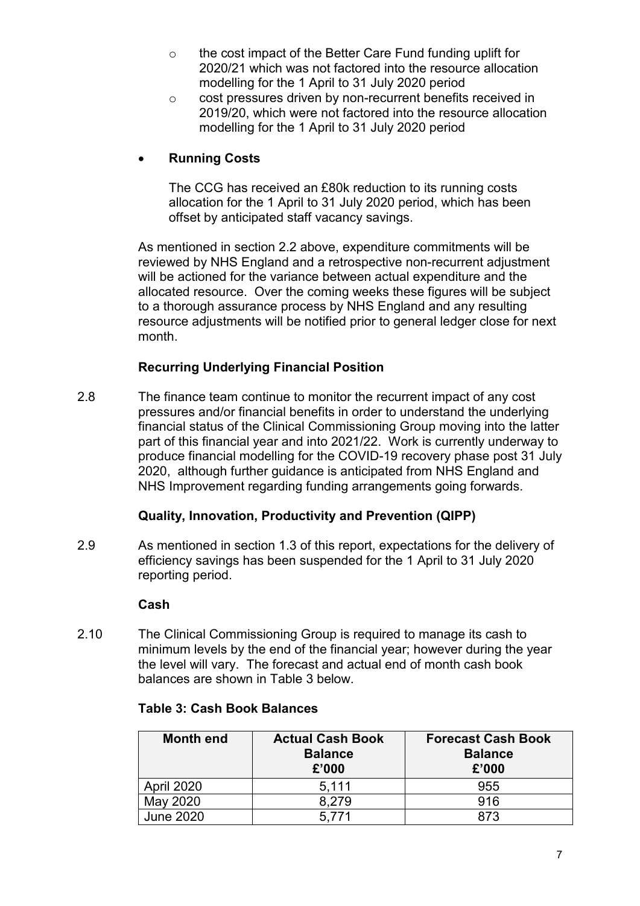- the cost impact of the Better Care Fund funding uplift for 2020/21 which was not factored into the resource allocation modelling for the 1 April to 31 July 2020 period
  - cost pressures driven by non-recurrent benefits received in 2019/20, which were not factored into the resource allocation modelling for the 1 April to 31 July 2020 period

- **Running Costs**

  The CCG has received an £80k reduction to its running costs allocation for the 1 April to 31 July 2020 period, which has been offset by anticipated staff vacancy savings.

As mentioned in section 2.2 above, expenditure commitments will be reviewed by NHS England and a retrospective non-recurrent adjustment will be actioned for the variance between actual expenditure and the allocated resource. Over the coming weeks these figures will be subject to a thorough assurance process by NHS England and any resulting resource adjustments will be notified prior to general ledger close for next month.

**Recurring Underlying Financial Position**

2.8 The finance team continue to monitor the recurrent impact of any cost pressures and/or financial benefits in order to understand the underlying financial status of the Clinical Commissioning Group moving into the latter part of this financial year and into 2021/22. Work is currently underway to produce financial modelling for the COVID-19 recovery phase post 31 July 2020, although further guidance is anticipated from NHS England and NHS Improvement regarding funding arrangements going forwards.

**Quality, Innovation, Productivity and Prevention (QIPP)**

2.9 As mentioned in section 1.3 of this report, expectations for the delivery of efficiency savings has been suspended for the 1 April to 31 July 2020 reporting period.

**Cash**

2.10 The Clinical Commissioning Group is required to manage its cash to minimum levels by the end of the financial year; however during the year the level will vary. The forecast and actual end of month cash book balances are shown in Table 3 below.

**Table 3: Cash Book Balances**

| Month end | Actual Cash Book Balance £'000 | Forecast Cash Book Balance £'000 |
|---|---|---|
| April 2020 | 5,111 | 955 |
| May 2020 | 8,279 | 916 |
| June 2020 | 5,771 | 873 |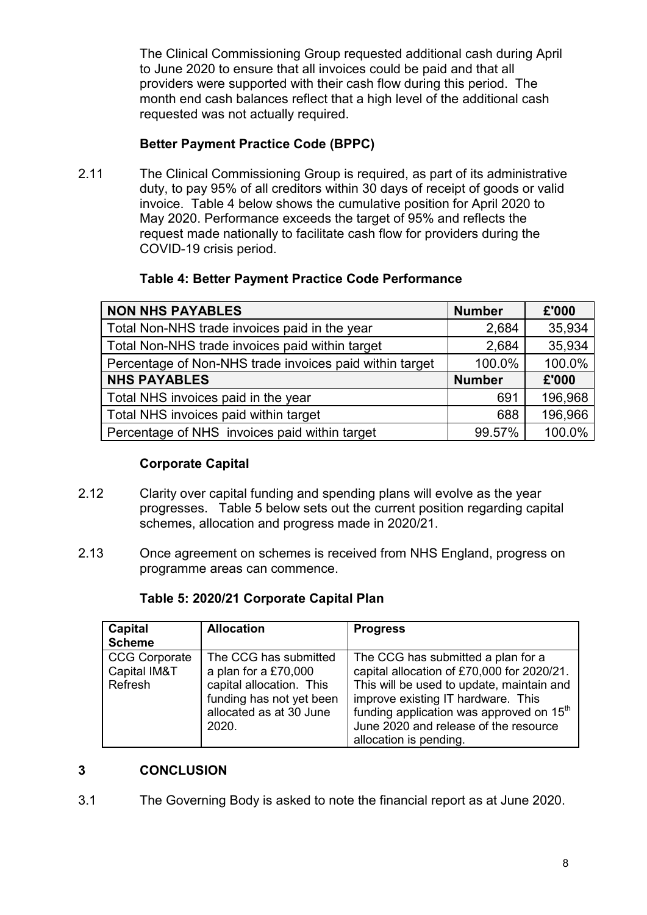The Clinical Commissioning Group requested additional cash during April to June 2020 to ensure that all invoices could be paid and that all providers were supported with their cash flow during this period. The month end cash balances reflect that a high level of the additional cash requested was not actually required.

### Better Payment Practice Code (BPPC)

2.11 The Clinical Commissioning Group is required, as part of its administrative duty, to pay 95% of all creditors within 30 days of receipt of goods or valid invoice. Table 4 below shows the cumulative position for April 2020 to May 2020. Performance exceeds the target of 95% and reflects the request made nationally to facilitate cash flow for providers during the COVID-19 crisis period.

**Table 4: Better Payment Practice Code Performance**

| NON NHS PAYABLES | Number | £'000 |
|---|---|---|
| Total Non-NHS trade invoices paid in the year | 2,684 | 35,934 |
| Total Non-NHS trade invoices paid within target | 2,684 | 35,934 |
| Percentage of Non-NHS trade invoices paid within target | 100.0% | 100.0% |
| **NHS PAYABLES** | **Number** | **£'000** |
| Total NHS invoices paid in the year | 691 | 196,968 |
| Total NHS invoices paid within target | 688 | 196,966 |
| Percentage of NHS invoices paid within target | 99.57% | 100.0% |

### Corporate Capital

2.12 Clarity over capital funding and spending plans will evolve as the year progresses. Table 5 below sets out the current position regarding capital schemes, allocation and progress made in 2020/21.

2.13 Once agreement on schemes is received from NHS England, progress on programme areas can commence.

**Table 5: 2020/21 Corporate Capital Plan**

| Capital Scheme | Allocation | Progress |
|---|---|---|
| CCG Corporate Capital IM&T Refresh | The CCG has submitted a plan for a £70,000 capital allocation. This funding has not yet been allocated as at 30 June 2020. | The CCG has submitted a plan for a capital allocation of £70,000 for 2020/21. This will be used to update, maintain and improve existing IT hardware. This funding application was approved on 15th June 2020 and release of the resource allocation is pending. |

## 3 CONCLUSION

3.1 The Governing Body is asked to note the financial report as at June 2020.